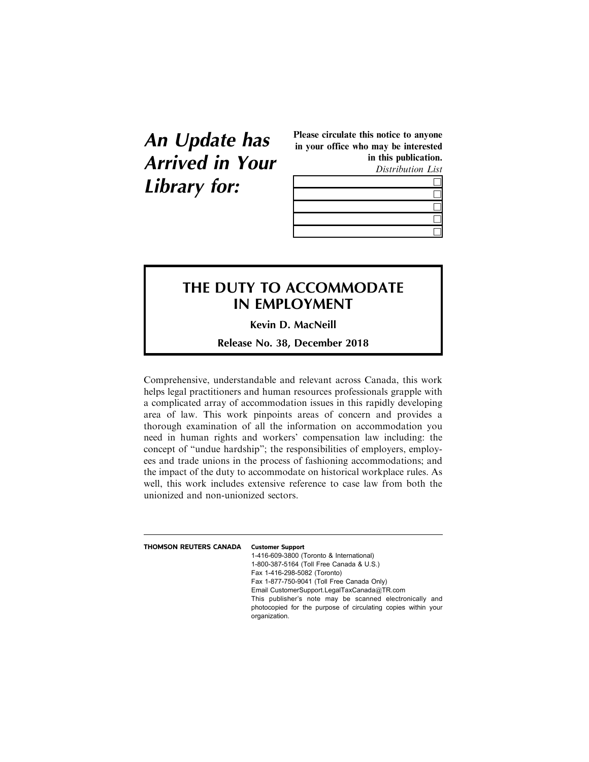# An Update has Arrived in Your Library for:

**Please circulate this notice to anyone in your office who may be interested in this publication.**

*Distribution List*

| |
|---|
| ☐ |
| ☐ |
| ☐ |
| ☐ |
| ☐ |

## THE DUTY TO ACCOMMODATE IN EMPLOYMENT

**Kevin D. MacNeill**

**Release No. 38, December 2018**

Comprehensive, understandable and relevant across Canada, this work helps legal practitioners and human resources professionals grapple with a complicated array of accommodation issues in this rapidly developing area of law. This work pinpoints areas of concern and provides a thorough examination of all the information on accommodation you need in human rights and workers' compensation law including: the concept of "undue hardship"; the responsibilities of employers, employees and trade unions in the process of fashioning accommodations; and the impact of the duty to accommodate on historical workplace rules. As well, this work includes extensive reference to case law from both the unionized and non-unionized sectors.

---

**THOMSON REUTERS CANADA**

**Customer Support**
1-416-609-3800 (Toronto & International)
1-800-387-5164 (Toll Free Canada & U.S.)
Fax 1-416-298-5082 (Toronto)
Fax 1-877-750-9041 (Toll Free Canada Only)
Email CustomerSupport.LegalTaxCanada@TR.com
This publisher's note may be scanned electronically and photocopied for the purpose of circulating copies within your organization.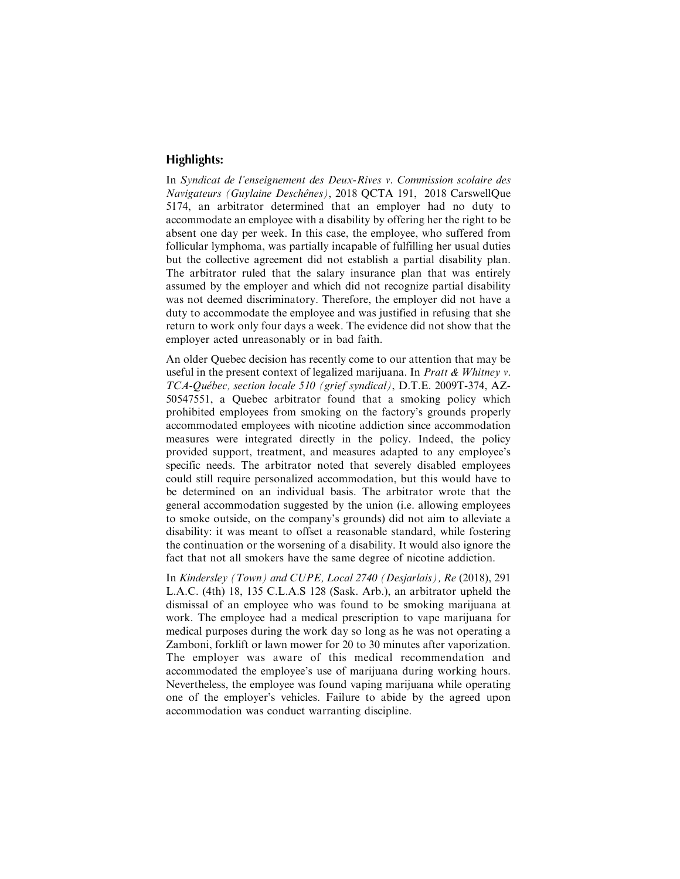## Highlights:

In *Syndicat de l'enseignement des Deux-Rives v. Commission scolaire des Navigateurs (Guylaine Deschênes)*, 2018 QCTA 191, 2018 CarswellQue 5174, an arbitrator determined that an employer had no duty to accommodate an employee with a disability by offering her the right to be absent one day per week. In this case, the employee, who suffered from follicular lymphoma, was partially incapable of fulfilling her usual duties but the collective agreement did not establish a partial disability plan. The arbitrator ruled that the salary insurance plan that was entirely assumed by the employer and which did not recognize partial disability was not deemed discriminatory. Therefore, the employer did not have a duty to accommodate the employee and was justified in refusing that she return to work only four days a week. The evidence did not show that the employer acted unreasonably or in bad faith.

An older Quebec decision has recently come to our attention that may be useful in the present context of legalized marijuana. In *Pratt & Whitney v. TCA-Québec, section locale 510 (grief syndical)*, D.T.E. 2009T-374, AZ-50547551, a Quebec arbitrator found that a smoking policy which prohibited employees from smoking on the factory's grounds properly accommodated employees with nicotine addiction since accommodation measures were integrated directly in the policy. Indeed, the policy provided support, treatment, and measures adapted to any employee's specific needs. The arbitrator noted that severely disabled employees could still require personalized accommodation, but this would have to be determined on an individual basis. The arbitrator wrote that the general accommodation suggested by the union (i.e. allowing employees to smoke outside, on the company's grounds) did not aim to alleviate a disability: it was meant to offset a reasonable standard, while fostering the continuation or the worsening of a disability. It would also ignore the fact that not all smokers have the same degree of nicotine addiction.

In *Kindersley (Town) and CUPE, Local 2740 (Desjarlais), Re* (2018), 291 L.A.C. (4th) 18, 135 C.L.A.S 128 (Sask. Arb.), an arbitrator upheld the dismissal of an employee who was found to be smoking marijuana at work. The employee had a medical prescription to vape marijuana for medical purposes during the work day so long as he was not operating a Zamboni, forklift or lawn mower for 20 to 30 minutes after vaporization. The employer was aware of this medical recommendation and accommodated the employee's use of marijuana during working hours. Nevertheless, the employee was found vaping marijuana while operating one of the employer's vehicles. Failure to abide by the agreed upon accommodation was conduct warranting discipline.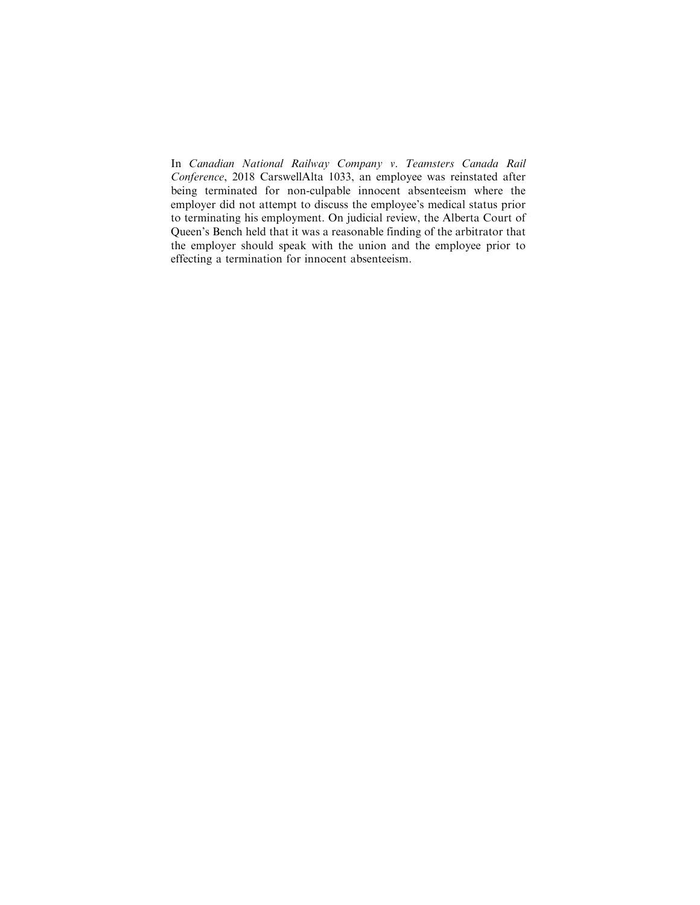In *Canadian National Railway Company v. Teamsters Canada Rail Conference*, 2018 CarswellAlta 1033, an employee was reinstated after being terminated for non-culpable innocent absenteeism where the employer did not attempt to discuss the employee's medical status prior to terminating his employment. On judicial review, the Alberta Court of Queen's Bench held that it was a reasonable finding of the arbitrator that the employer should speak with the union and the employee prior to effecting a termination for innocent absenteeism.